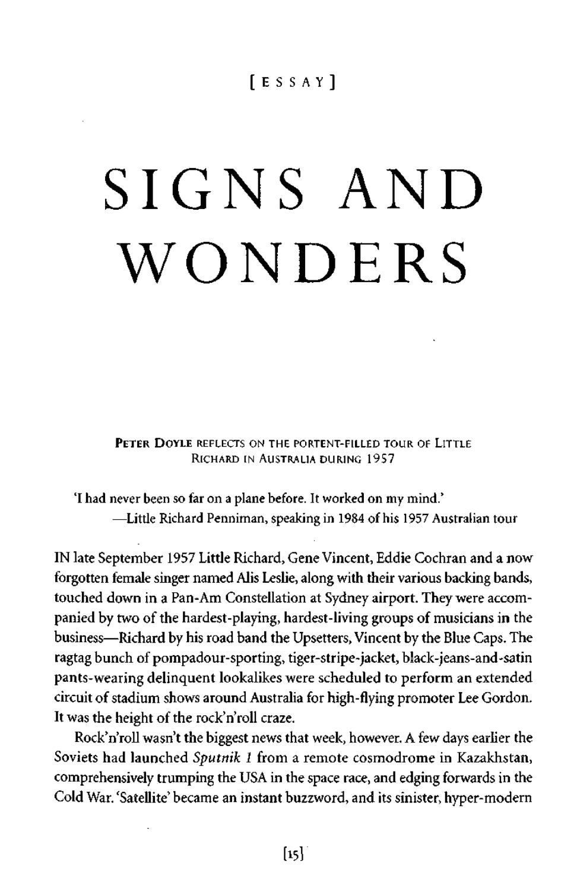[ESSAY]

# SIGNS AND WONDERS

**Peter Doyle** reflects on the portent-filled tour of Little Richard in Australia during 1957

'I had never been so far on a plane before. It worked on my mind.'
—Little Richard Penniman, speaking in 1984 of his 1957 Australian tour

IN late September 1957 Little Richard, Gene Vincent, Eddie Cochran and a now forgotten female singer named Alis Leslie, along with their various backing bands, touched down in a Pan-Am Constellation at Sydney airport. They were accompanied by two of the hardest-playing, hardest-living groups of musicians in the business—Richard by his road band the Upsetters, Vincent by the Blue Caps. The ragtag bunch of pompadour-sporting, tiger-stripe-jacket, black-jeans-and-satin pants-wearing delinquent lookalikes were scheduled to perform an extended circuit of stadium shows around Australia for high-flying promoter Lee Gordon. It was the height of the rock'n'roll craze.

Rock'n'roll wasn't the biggest news that week, however. A few days earlier the Soviets had launched *Sputnik 1* from a remote cosmodrome in Kazakhstan, comprehensively trumping the USA in the space race, and edging forwards in the Cold War. 'Satellite' became an instant buzzword, and its sinister, hyper-modern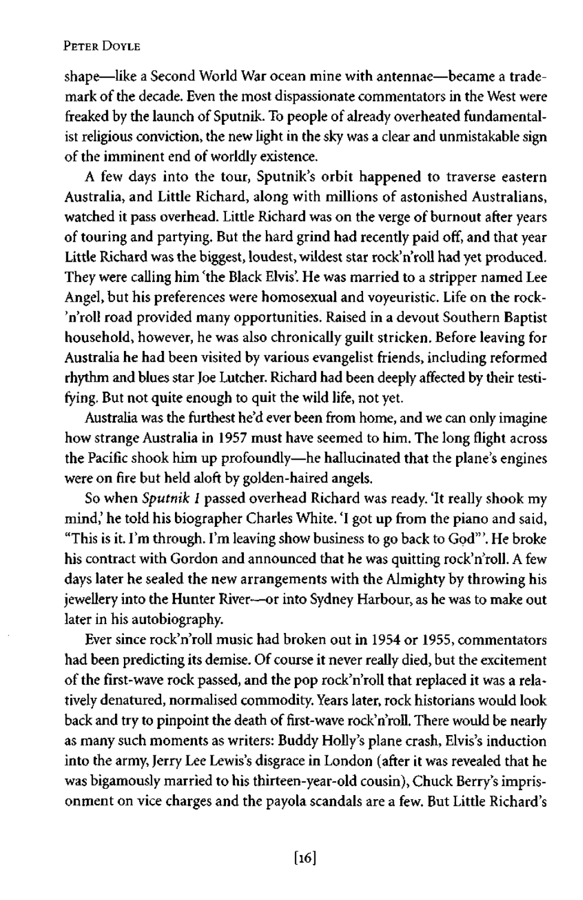shape—like a Second World War ocean mine with antennae—became a trademark of the decade. Even the most dispassionate commentators in the West were freaked by the launch of Sputnik. To people of already overheated fundamentalist religious conviction, the new light in the sky was a clear and unmistakable sign of the imminent end of worldly existence.

A few days into the tour, Sputnik's orbit happened to traverse eastern Australia, and Little Richard, along with millions of astonished Australians, watched it pass overhead. Little Richard was on the verge of burnout after years of touring and partying. But the hard grind had recently paid off, and that year Little Richard was the biggest, loudest, wildest star rock'n'roll had yet produced. They were calling him 'the Black Elvis'. He was married to a stripper named Lee Angel, but his preferences were homosexual and voyeuristic. Life on the rock-'n'roll road provided many opportunities. Raised in a devout Southern Baptist household, however, he was also chronically guilt stricken. Before leaving for Australia he had been visited by various evangelist friends, including reformed rhythm and blues star Joe Lutcher. Richard had been deeply affected by their testifying. But not quite enough to quit the wild life, not yet.

Australia was the furthest he'd ever been from home, and we can only imagine how strange Australia in 1957 must have seemed to him. The long flight across the Pacific shook him up profoundly—he hallucinated that the plane's engines were on fire but held aloft by golden-haired angels.

So when *Sputnik 1* passed overhead Richard was ready. 'It really shook my mind,' he told his biographer Charles White. 'I got up from the piano and said, "This is it. I'm through. I'm leaving show business to go back to God"'. He broke his contract with Gordon and announced that he was quitting rock'n'roll. A few days later he sealed the new arrangements with the Almighty by throwing his jewellery into the Hunter River—or into Sydney Harbour, as he was to make out later in his autobiography.

Ever since rock'n'roll music had broken out in 1954 or 1955, commentators had been predicting its demise. Of course it never really died, but the excitement of the first-wave rock passed, and the pop rock'n'roll that replaced it was a relatively denatured, normalised commodity. Years later, rock historians would look back and try to pinpoint the death of first-wave rock'n'roll. There would be nearly as many such moments as writers: Buddy Holly's plane crash, Elvis's induction into the army, Jerry Lee Lewis's disgrace in London (after it was revealed that he was bigamously married to his thirteen-year-old cousin), Chuck Berry's imprisonment on vice charges and the payola scandals are a few. But Little Richard's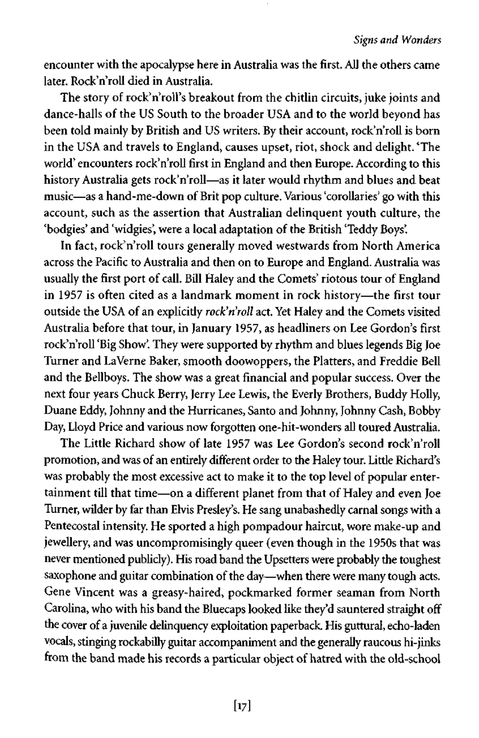encounter with the apocalypse here in Australia was the first. All the others came later. Rock'n'roll died in Australia.

The story of rock'n'roll's breakout from the chitlin circuits, juke joints and dance-halls of the US South to the broader USA and to the world beyond has been told mainly by British and US writers. By their account, rock'n'roll is born in the USA and travels to England, causes upset, riot, shock and delight. 'The world' encounters rock'n'roll first in England and then Europe. According to this history Australia gets rock'n'roll—as it later would rhythm and blues and beat music—as a hand-me-down of Brit pop culture. Various 'corollaries' go with this account, such as the assertion that Australian delinquent youth culture, the 'bodgies' and 'widgies', were a local adaptation of the British 'Teddy Boys'.

In fact, rock'n'roll tours generally moved westwards from North America across the Pacific to Australia and then on to Europe and England. Australia was usually the first port of call. Bill Haley and the Comets' riotous tour of England in 1957 is often cited as a landmark moment in rock history—the first tour outside the USA of an explicitly *rock'n'roll* act. Yet Haley and the Comets visited Australia before that tour, in January 1957, as headliners on Lee Gordon's first rock'n'roll 'Big Show'. They were supported by rhythm and blues legends Big Joe Turner and LaVerne Baker, smooth doowoppers, the Platters, and Freddie Bell and the Bellboys. The show was a great financial and popular success. Over the next four years Chuck Berry, Jerry Lee Lewis, the Everly Brothers, Buddy Holly, Duane Eddy, Johnny and the Hurricanes, Santo and Johnny, Johnny Cash, Bobby Day, Lloyd Price and various now forgotten one-hit-wonders all toured Australia.

The Little Richard show of late 1957 was Lee Gordon's second rock'n'roll promotion, and was of an entirely different order to the Haley tour. Little Richard's was probably the most excessive act to make it to the top level of popular entertainment till that time—on a different planet from that of Haley and even Joe Turner, wilder by far than Elvis Presley's. He sang unabashedly carnal songs with a Pentecostal intensity. He sported a high pompadour haircut, wore make-up and jewellery, and was uncompromisingly queer (even though in the 1950s that was never mentioned publicly). His road band the Upsetters were probably the toughest saxophone and guitar combination of the day—when there were many tough acts. Gene Vincent was a greasy-haired, pockmarked former seaman from North Carolina, who with his band the Bluecaps looked like they'd sauntered straight off the cover of a juvenile delinquency exploitation paperback. His guttural, echo-laden vocals, stinging rockabilly guitar accompaniment and the generally raucous hi-jinks from the band made his records a particular object of hatred with the old-school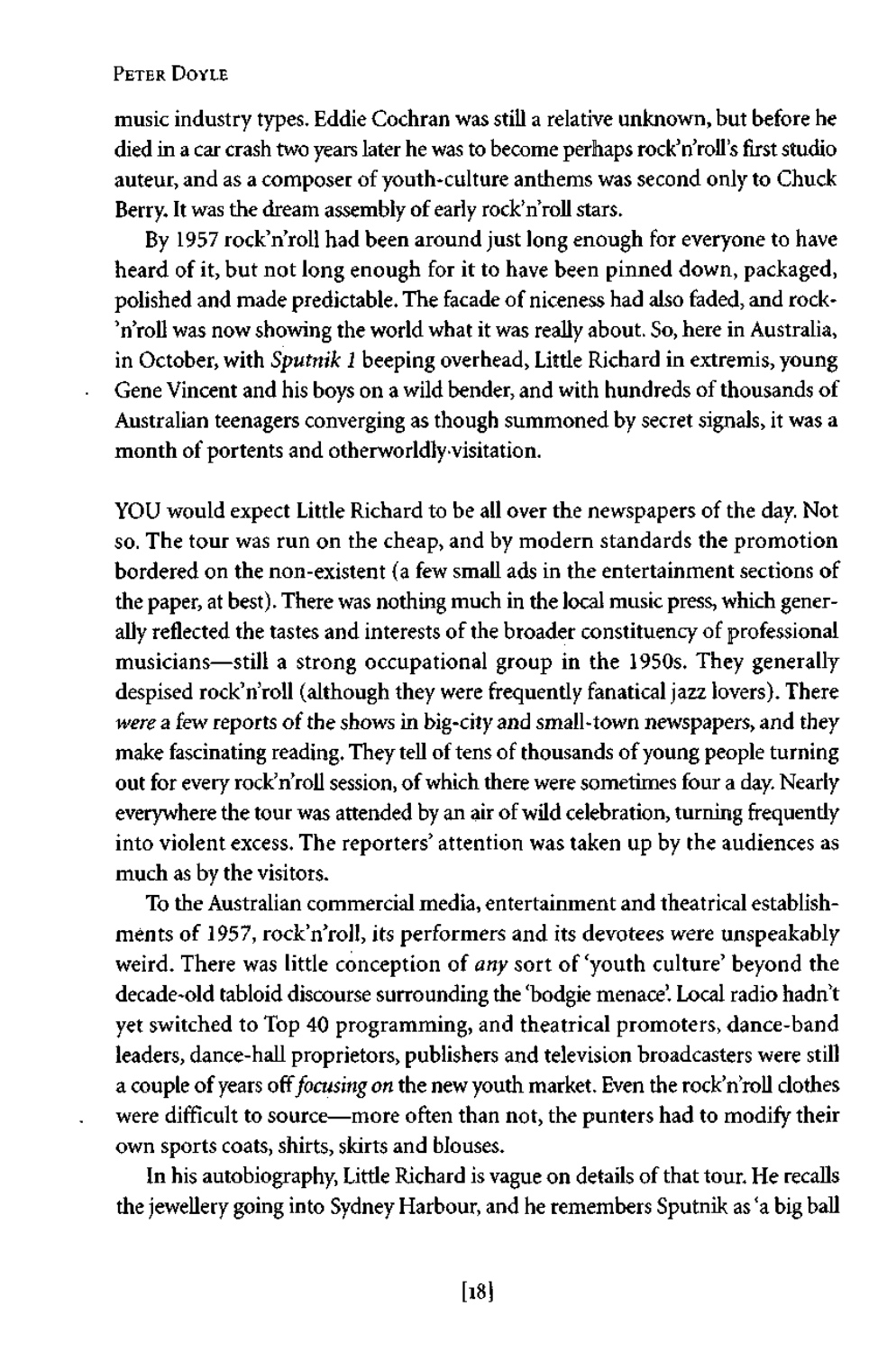music industry types. Eddie Cochran was still a relative unknown, but before he died in a car crash two years later he was to become perhaps rock'n'roll's first studio auteur, and as a composer of youth-culture anthems was second only to Chuck Berry. It was the dream assembly of early rock'n'roll stars.

By 1957 rock'n'roll had been around just long enough for everyone to have heard of it, but not long enough for it to have been pinned down, packaged, polished and made predictable. The facade of niceness had also faded, and rock-'n'roll was now showing the world what it was really about. So, here in Australia, in October, with *Sputnik 1* beeping overhead, Little Richard in extremis, young Gene Vincent and his boys on a wild bender, and with hundreds of thousands of Australian teenagers converging as though summoned by secret signals, it was a month of portents and otherworldly visitation.

YOU would expect Little Richard to be all over the newspapers of the day. Not so. The tour was run on the cheap, and by modern standards the promotion bordered on the non-existent (a few small ads in the entertainment sections of the paper, at best). There was nothing much in the local music press, which generally reflected the tastes and interests of the broader constituency of professional musicians—still a strong occupational group in the 1950s. They generally despised rock'n'roll (although they were frequently fanatical jazz lovers). There *were* a few reports of the shows in big-city and small-town newspapers, and they make fascinating reading. They tell of tens of thousands of young people turning out for every rock'n'roll session, of which there were sometimes four a day. Nearly everywhere the tour was attended by an air of wild celebration, turning frequently into violent excess. The reporters' attention was taken up by the audiences as much as by the visitors.

To the Australian commercial media, entertainment and theatrical establishments of 1957, rock'n'roll, its performers and its devotees were unspeakably weird. There was little conception of *any* sort of 'youth culture' beyond the decade-old tabloid discourse surrounding the 'bodgie menace'. Local radio hadn't yet switched to Top 40 programming, and theatrical promoters, dance-band leaders, dance-hall proprietors, publishers and television broadcasters were still a couple of years off *focusing on* the new youth market. Even the rock'n'roll clothes were difficult to source—more often than not, the punters had to modify their own sports coats, shirts, skirts and blouses.

In his autobiography, Little Richard is vague on details of that tour. He recalls the jewellery going into Sydney Harbour, and he remembers Sputnik as 'a big ball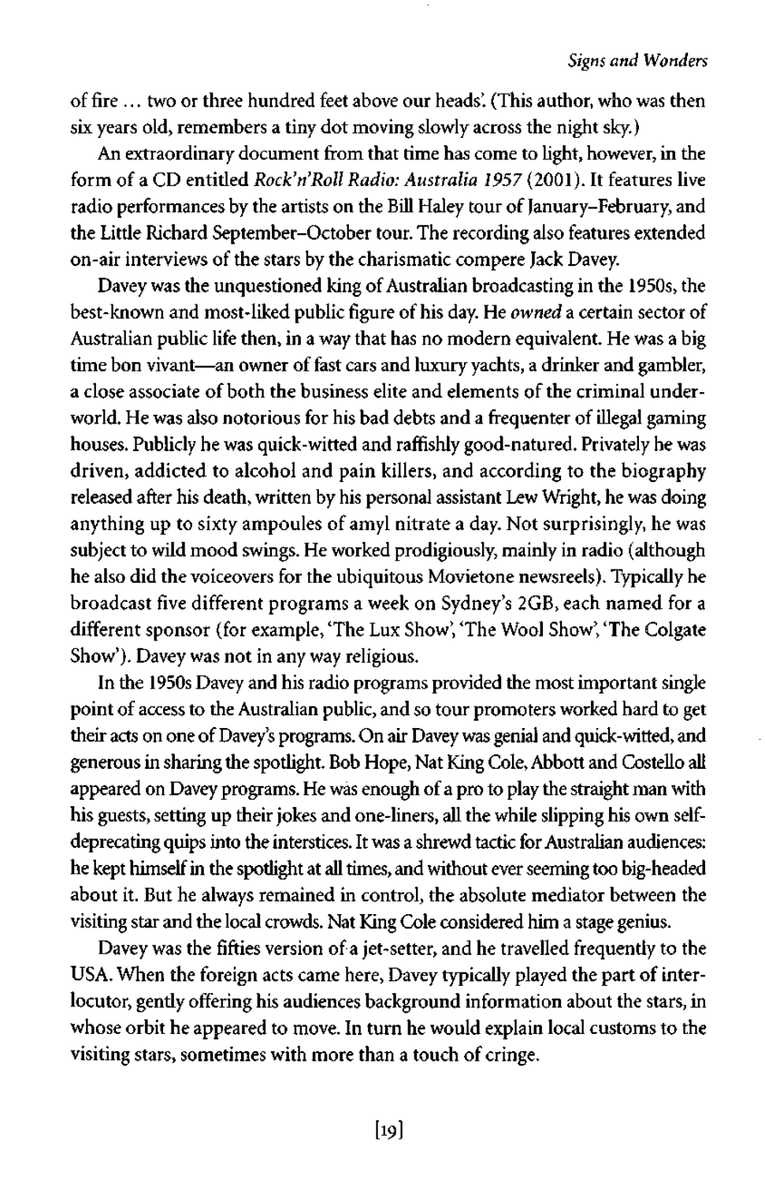of fire ... two or three hundred feet above our heads'. (This author, who was then six years old, remembers a tiny dot moving slowly across the night sky.)

An extraordinary document from that time has come to light, however, in the form of a CD entitled *Rock'n'Roll Radio: Australia 1957* (2001). It features live radio performances by the artists on the Bill Haley tour of January–February, and the Little Richard September–October tour. The recording also features extended on-air interviews of the stars by the charismatic compere Jack Davey.

Davey was the unquestioned king of Australian broadcasting in the 1950s, the best-known and most-liked public figure of his day. He *owned* a certain sector of Australian public life then, in a way that has no modern equivalent. He was a big time bon vivant—an owner of fast cars and luxury yachts, a drinker and gambler, a close associate of both the business elite and elements of the criminal underworld. He was also notorious for his bad debts and a frequenter of illegal gaming houses. Publicly he was quick-witted and raffishly good-natured. Privately he was driven, addicted to alcohol and pain killers, and according to the biography released after his death, written by his personal assistant Lew Wright, he was doing anything up to sixty ampoules of amyl nitrate a day. Not surprisingly, he was subject to wild mood swings. He worked prodigiously, mainly in radio (although he also did the voiceovers for the ubiquitous Movietone newsreels). Typically he broadcast five different programs a week on Sydney's 2GB, each named for a different sponsor (for example, 'The Lux Show', 'The Wool Show', 'The Colgate Show'). Davey was not in any way religious.

In the 1950s Davey and his radio programs provided the most important single point of access to the Australian public, and so tour promoters worked hard to get their acts on one of Davey's programs. On air Davey was genial and quick-witted, and generous in sharing the spotlight. Bob Hope, Nat King Cole, Abbott and Costello all appeared on Davey programs. He was enough of a pro to play the straight man with his guests, setting up their jokes and one-liners, all the while slipping his own self-deprecating quips into the interstices. It was a shrewd tactic for Australian audiences: he kept himself in the spotlight at all times, and without ever seeming too big-headed about it. But he always remained in control, the absolute mediator between the visiting star and the local crowds. Nat King Cole considered him a stage genius.

Davey was the fifties version of a jet-setter, and he travelled frequently to the USA. When the foreign acts came here, Davey typically played the part of interlocutor, gently offering his audiences background information about the stars, in whose orbit he appeared to move. In turn he would explain local customs to the visiting stars, sometimes with more than a touch of cringe.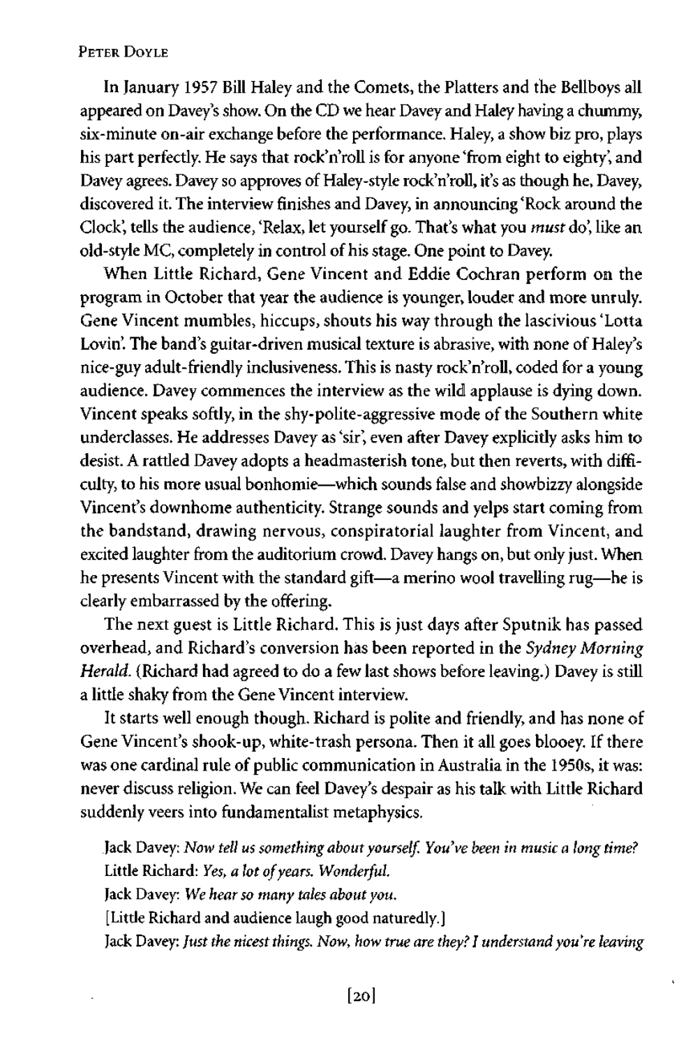In January 1957 Bill Haley and the Comets, the Platters and the Bellboys all appeared on Davey's show. On the CD we hear Davey and Haley having a chummy, six-minute on-air exchange before the performance. Haley, a show biz pro, plays his part perfectly. He says that rock'n'roll is for anyone 'from eight to eighty', and Davey agrees. Davey so approves of Haley-style rock'n'roll, it's as though he, Davey, discovered it. The interview finishes and Davey, in announcing 'Rock around the Clock', tells the audience, 'Relax, let yourself go. That's what you *must* do', like an old-style MC, completely in control of his stage. One point to Davey.

When Little Richard, Gene Vincent and Eddie Cochran perform on the program in October that year the audience is younger, louder and more unruly. Gene Vincent mumbles, hiccups, shouts his way through the lascivious 'Lotta Lovin'. The band's guitar-driven musical texture is abrasive, with none of Haley's nice-guy adult-friendly inclusiveness. This is nasty rock'n'roll, coded for a young audience. Davey commences the interview as the wild applause is dying down. Vincent speaks softly, in the shy-polite-aggressive mode of the Southern white underclasses. He addresses Davey as 'sir', even after Davey explicitly asks him to desist. A rattled Davey adopts a headmasterish tone, but then reverts, with difficulty, to his more usual bonhomie—which sounds false and showbizzy alongside Vincent's downhome authenticity. Strange sounds and yelps start coming from the bandstand, drawing nervous, conspiratorial laughter from Vincent, and excited laughter from the auditorium crowd. Davey hangs on, but only just. When he presents Vincent with the standard gift—a merino wool travelling rug—he is clearly embarrassed by the offering.

The next guest is Little Richard. This is just days after Sputnik has passed overhead, and Richard's conversion has been reported in the *Sydney Morning Herald*. (Richard had agreed to do a few last shows before leaving.) Davey is still a little shaky from the Gene Vincent interview.

It starts well enough though. Richard is polite and friendly, and has none of Gene Vincent's shook-up, white-trash persona. Then it all goes blooey. If there was one cardinal rule of public communication in Australia in the 1950s, it was: never discuss religion. We can feel Davey's despair as his talk with Little Richard suddenly veers into fundamentalist metaphysics.

Jack Davey: *Now tell us something about yourself. You've been in music a long time?*
Little Richard: *Yes, a lot of years. Wonderful.*
Jack Davey: *We hear so many tales about you.*
[Little Richard and audience laugh good naturedly.]
Jack Davey: *Just the nicest things. Now, how true are they? I understand you're leaving*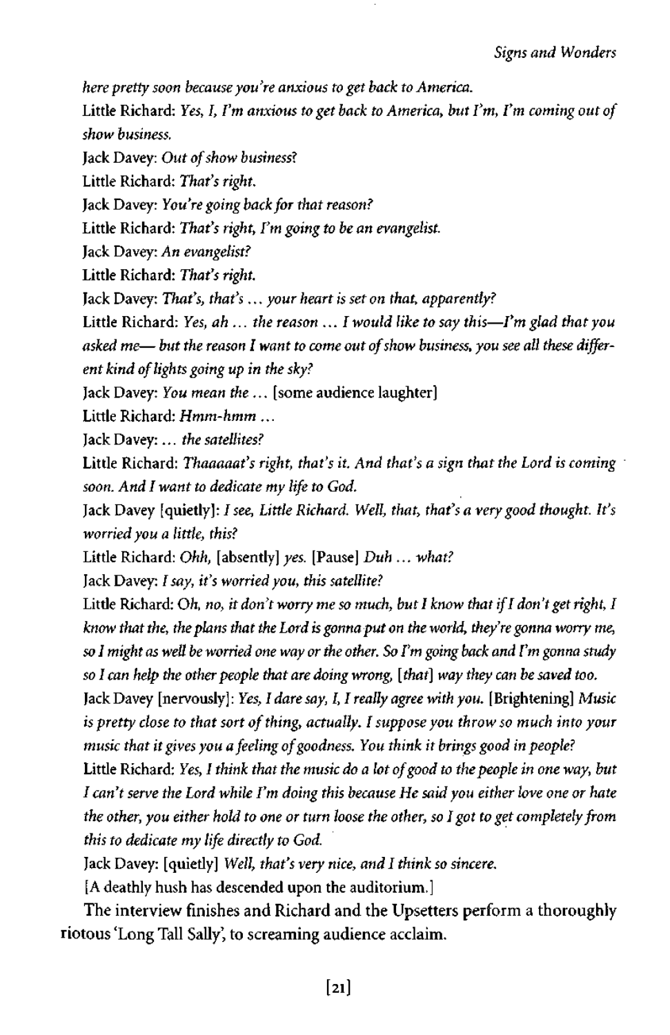*here pretty soon because you're anxious to get back to America.*

Little Richard: *Yes, I, I'm anxious to get back to America, but I'm, I'm coming out of show business.*

Jack Davey: *Out of show business?*

Little Richard: *That's right.*

Jack Davey: *You're going back for that reason?*

Little Richard: *That's right, I'm going to be an evangelist.*

Jack Davey: *An evangelist?*

Little Richard: *That's right.*

Jack Davey: *That's, that's … your heart is set on that, apparently?*

Little Richard: *Yes, ah … the reason … I would like to say this—I'm glad that you asked me— but the reason I want to come out of show business, you see all these different kind of lights going up in the sky?*

Jack Davey: *You mean the …* [some audience laughter]

Little Richard: *Hmm-hmm …*

Jack Davey: *… the satellites?*

Little Richard: *Thaaaaat's right, that's it. And that's a sign that the Lord is coming soon. And I want to dedicate my life to God.*

Jack Davey [quietly]: *I see, Little Richard. Well, that, that's a very good thought. It's worried you a little, this?*

Little Richard: *Ohh,* [absently] *yes.* [Pause] *Duh … what?*

Jack Davey: *I say, it's worried you, this satellite?*

Little Richard: *Oh, no, it don't worry me so much, but I know that if I don't get right, I know that the, the plans that the Lord is gonna put on the world, they're gonna worry me, so I might as well be worried one way or the other. So I'm going back and I'm gonna study so I can help the other people that are doing wrong,* [*that*] *way they can be saved too.*

Jack Davey [nervously]: *Yes, I dare say, I, I really agree with you.* [Brightening] *Music is pretty close to that sort of thing, actually. I suppose you throw so much into your music that it gives you a feeling of goodness. You think it brings good in people?*

Little Richard: *Yes, I think that the music do a lot of good to the people in one way, but I can't serve the Lord while I'm doing this because He said you either love one or hate the other, you either hold to one or turn loose the other, so I got to get completely from this to dedicate my life directly to God.*

Jack Davey: [quietly] *Well, that's very nice, and I think so sincere.*

[A deathly hush has descended upon the auditorium.]

The interview finishes and Richard and the Upsetters perform a thoroughly riotous 'Long Tall Sally', to screaming audience acclaim.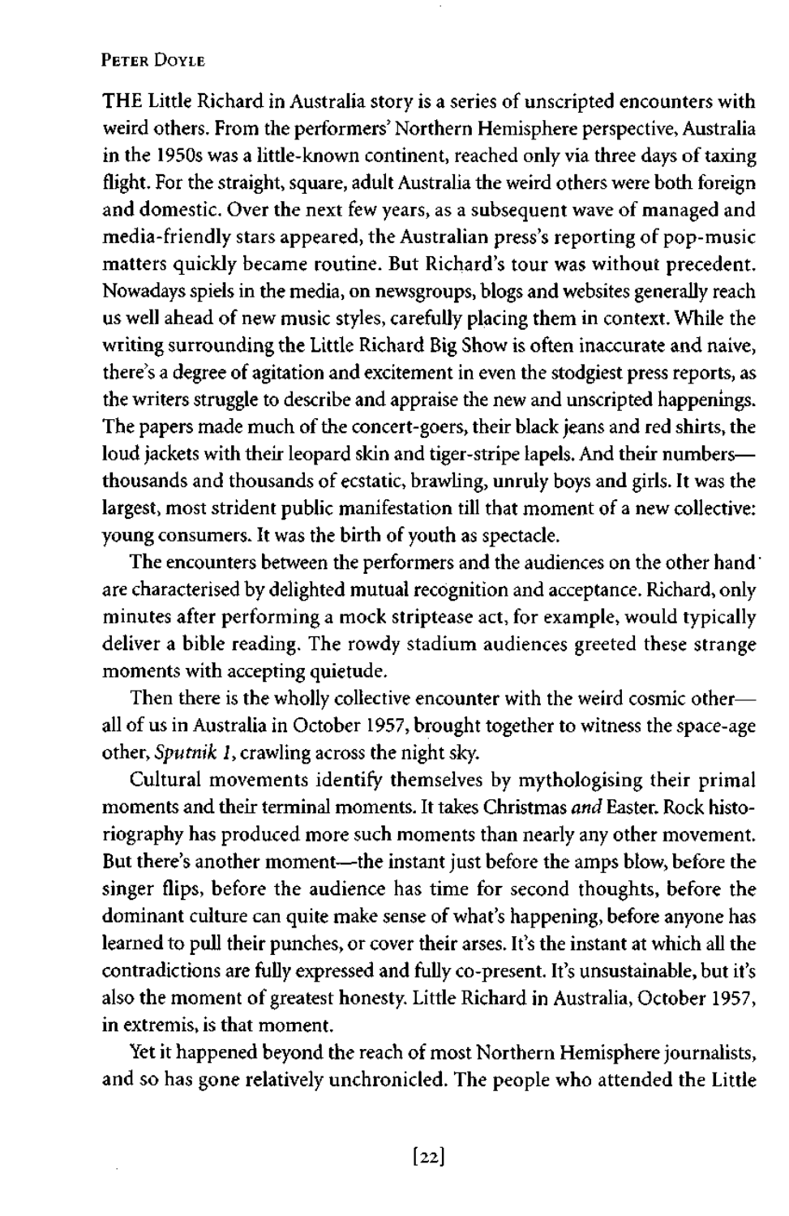THE Little Richard in Australia story is a series of unscripted encounters with weird others. From the performers' Northern Hemisphere perspective, Australia in the 1950s was a little-known continent, reached only via three days of taxing flight. For the straight, square, adult Australia the weird others were both foreign and domestic. Over the next few years, as a subsequent wave of managed and media-friendly stars appeared, the Australian press's reporting of pop-music matters quickly became routine. But Richard's tour was without precedent. Nowadays spiels in the media, on newsgroups, blogs and websites generally reach us well ahead of new music styles, carefully placing them in context. While the writing surrounding the Little Richard Big Show is often inaccurate and naive, there's a degree of agitation and excitement in even the stodgiest press reports, as the writers struggle to describe and appraise the new and unscripted happenings. The papers made much of the concert-goers, their black jeans and red shirts, the loud jackets with their leopard skin and tiger-stripe lapels. And their numbers—thousands and thousands of ecstatic, brawling, unruly boys and girls. It was the largest, most strident public manifestation till that moment of a new collective: young consumers. It was the birth of youth as spectacle.

The encounters between the performers and the audiences on the other hand are characterised by delighted mutual recognition and acceptance. Richard, only minutes after performing a mock striptease act, for example, would typically deliver a bible reading. The rowdy stadium audiences greeted these strange moments with accepting quietude.

Then there is the wholly collective encounter with the weird cosmic other—all of us in Australia in October 1957, brought together to witness the space-age other, *Sputnik 1*, crawling across the night sky.

Cultural movements identify themselves by mythologising their primal moments and their terminal moments. It takes Christmas *and* Easter. Rock historiography has produced more such moments than nearly any other movement. But there's another moment—the instant just before the amps blow, before the singer flips, before the audience has time for second thoughts, before the dominant culture can quite make sense of what's happening, before anyone has learned to pull their punches, or cover their arses. It's the instant at which all the contradictions are fully expressed and fully co-present. It's unsustainable, but it's also the moment of greatest honesty. Little Richard in Australia, October 1957, in extremis, is that moment.

Yet it happened beyond the reach of most Northern Hemisphere journalists, and so has gone relatively unchronicled. The people who attended the Little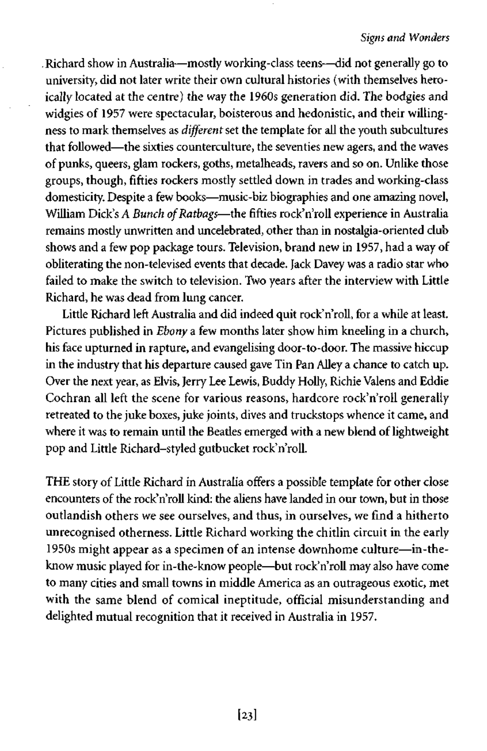Richard show in Australia—mostly working-class teens—did not generally go to university, did not later write their own cultural histories (with themselves heroically located at the centre) the way the 1960s generation did. The bodgies and widgies of 1957 were spectacular, boisterous and hedonistic, and their willingness to mark themselves as *different* set the template for all the youth subcultures that followed—the sixties counterculture, the seventies new agers, and the waves of punks, queers, glam rockers, goths, metalheads, ravers and so on. Unlike those groups, though, fifties rockers mostly settled down in trades and working-class domesticity. Despite a few books—music-biz biographies and one amazing novel, William Dick's *A Bunch of Ratbags*—the fifties rock'n'roll experience in Australia remains mostly unwritten and uncelebrated, other than in nostalgia-oriented club shows and a few pop package tours. Television, brand new in 1957, had a way of obliterating the non-televised events that decade. Jack Davey was a radio star who failed to make the switch to television. Two years after the interview with Little Richard, he was dead from lung cancer.

Little Richard left Australia and did indeed quit rock'n'roll, for a while at least. Pictures published in *Ebony* a few months later show him kneeling in a church, his face upturned in rapture, and evangelising door-to-door. The massive hiccup in the industry that his departure caused gave Tin Pan Alley a chance to catch up. Over the next year, as Elvis, Jerry Lee Lewis, Buddy Holly, Richie Valens and Eddie Cochran all left the scene for various reasons, hardcore rock'n'roll generally retreated to the juke boxes, juke joints, dives and truckstops whence it came, and where it was to remain until the Beatles emerged with a new blend of lightweight pop and Little Richard–styled gutbucket rock'n'roll.

THE story of Little Richard in Australia offers a possible template for other close encounters of the rock'n'roll kind: the aliens have landed in our town, but in those outlandish others we see ourselves, and thus, in ourselves, we find a hitherto unrecognised otherness. Little Richard working the chitlin circuit in the early 1950s might appear as a specimen of an intense downhome culture—in-the-know music played for in-the-know people—but rock'n'roll may also have come to many cities and small towns in middle America as an outrageous exotic, met with the same blend of comical ineptitude, official misunderstanding and delighted mutual recognition that it received in Australia in 1957.